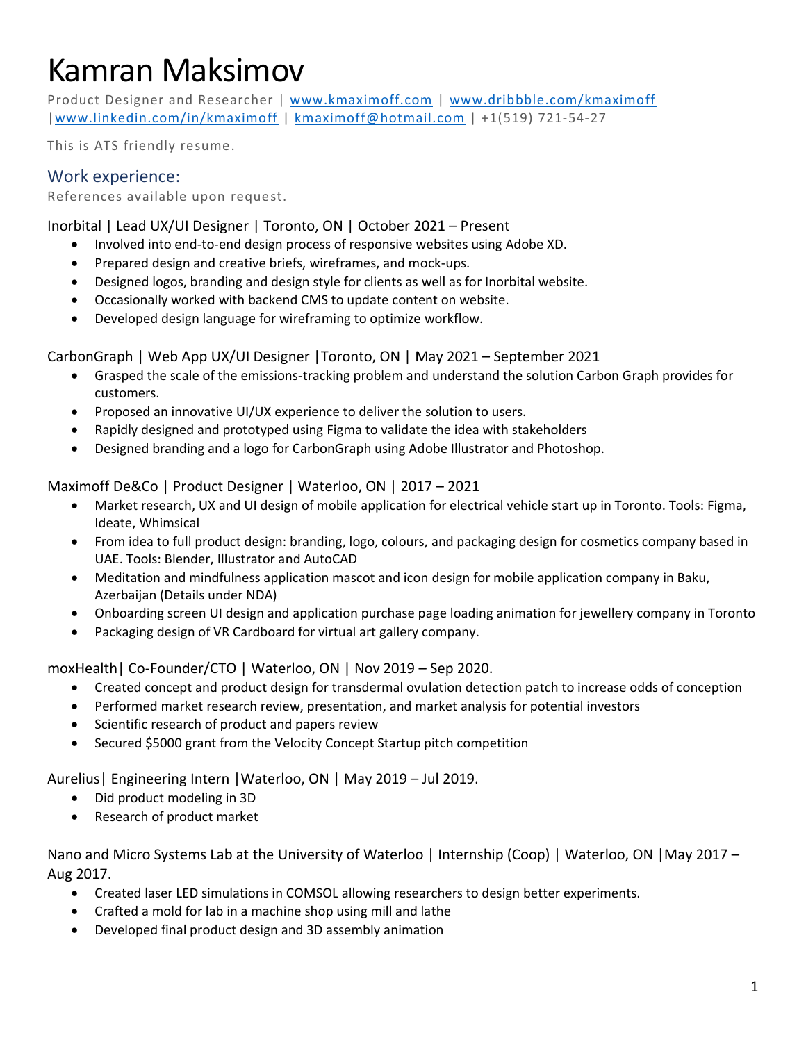# Kamran Maksimov

Product Designer and Researcher | [www.kmaximoff.com](http://www.kmaximoff.com) | [www.dribbble.com/kmaximoff](http://www.dribbble.com/kmaximoff) |[www.linkedin.com/in/kmaximoff](http://www.linkedin.com/in/kmaximoff) | [kmaximoff@hotmail.com](mailto:kmaximoff@hotmail.com) | +1(519) 721-54-27

This is ATS friendly resume.

## Work experience:

References available upon request.

### Inorbital | Lead UX/UI Designer | Toronto, ON | October 2021 – Present

- Involved into end-to-end design process of responsive websites using Adobe XD.
- Prepared design and creative briefs, wireframes, and mock-ups.
- Designed logos, branding and design style for clients as well as for Inorbital website.
- Occasionally worked with backend CMS to update content on website.
- Developed design language for wireframing to optimize workflow.

### CarbonGraph | Web App UX/UI Designer |Toronto, ON | May 2021 – September 2021

- Grasped the scale of the emissions-tracking problem and understand the solution Carbon Graph provides for customers.
- Proposed an innovative UI/UX experience to deliver the solution to users.
- Rapidly designed and prototyped using Figma to validate the idea with stakeholders
- Designed branding and a logo for CarbonGraph using Adobe Illustrator and Photoshop.

### Maximoff De&Co | Product Designer | Waterloo, ON | 2017 – 2021

- Market research, UX and UI design of mobile application for electrical vehicle start up in Toronto. Tools: Figma, Ideate, Whimsical
- From idea to full product design: branding, logo, colours, and packaging design for cosmetics company based in UAE. Tools: Blender, Illustrator and AutoCAD
- Meditation and mindfulness application mascot and icon design for mobile application company in Baku, Azerbaijan (Details under NDA)
- Onboarding screen UI design and application purchase page loading animation for jewellery company in Toronto
- Packaging design of VR Cardboard for virtual art gallery company.

### moxHealth| Co-Founder/CTO | Waterloo, ON | Nov 2019 – Sep 2020.

- Created concept and product design for transdermal ovulation detection patch to increase odds of conception
- Performed market research review, presentation, and market analysis for potential investors
- Scientific research of product and papers review
- Secured $5000 grant from the Velocity Concept Startup pitch competition

### Aurelius| Engineering Intern |Waterloo, ON | May 2019 – Jul 2019.

- Did product modeling in 3D
- Research of product market

### Nano and Micro Systems Lab at the University of Waterloo | Internship (Coop) | Waterloo, ON |May 2017 – Aug 2017.

- Created laser LED simulations in COMSOL allowing researchers to design better experiments.
- Crafted a mold for lab in a machine shop using mill and lathe
- Developed final product design and 3D assembly animation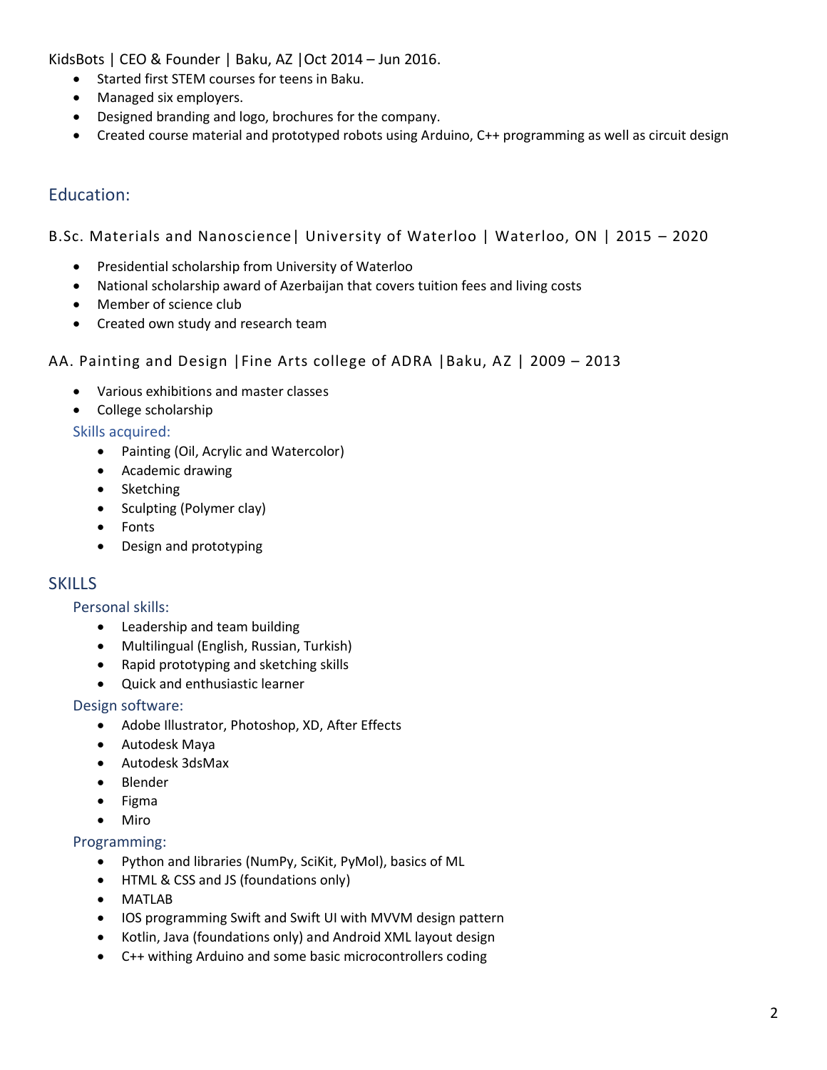KidsBots | CEO & Founder | Baku, AZ |Oct 2014 – Jun 2016.

- Started first STEM courses for teens in Baku.
- Managed six employers.
- Designed branding and logo, brochures for the company.
- Created course material and prototyped robots using Arduino, C++ programming as well as circuit design

## Education:

### B.Sc. Materials and Nanoscience| University of Waterloo | Waterloo, ON | 2015 – 2020

- Presidential scholarship from University of Waterloo
- National scholarship award of Azerbaijan that covers tuition fees and living costs
- Member of science club
- Created own study and research team

### AA. Painting and Design |Fine Arts college of ADRA |Baku, AZ | 2009 – 2013

- Various exhibitions and master classes
- College scholarship

#### Skills acquired:

- Painting (Oil, Acrylic and Watercolor)
- Academic drawing
- Sketching
- Sculpting (Polymer clay)
- Fonts
- Design and prototyping

## SKILLS

#### Personal skills:

- Leadership and team building
- Multilingual (English, Russian, Turkish)
- Rapid prototyping and sketching skills
- Quick and enthusiastic learner

#### Design software:

- Adobe Illustrator, Photoshop, XD, After Effects
- Autodesk Maya
- Autodesk 3dsMax
- Blender
- Figma
- Miro

#### Programming:

- Python and libraries (NumPy, SciKit, PyMol), basics of ML
- HTML & CSS and JS (foundations only)
- MATLAB
- IOS programming Swift and Swift UI with MVVM design pattern
- Kotlin, Java (foundations only) and Android XML layout design
- C++ withing Arduino and some basic microcontrollers coding